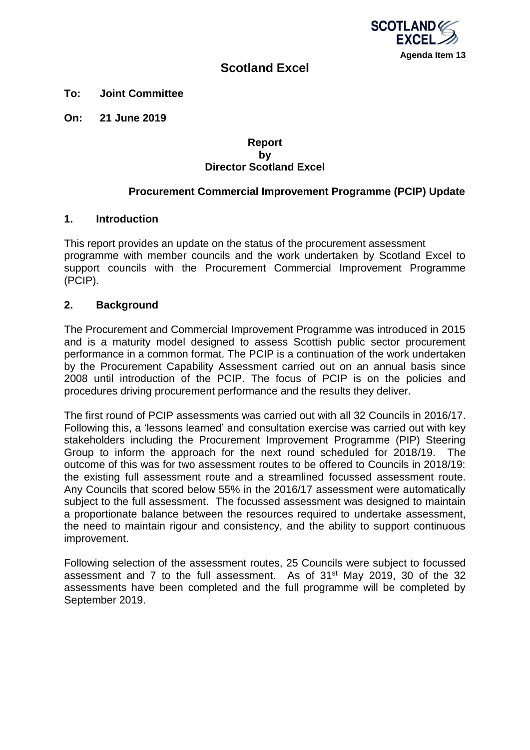Agenda Item 13

# Scotland Excel

**To: Joint Committee**

**On: 21 June 2019**

**Report**
**by**
**Director Scotland Excel**

**Procurement Commercial Improvement Programme (PCIP) Update**

## 1. Introduction

This report provides an update on the status of the procurement assessment programme with member councils and the work undertaken by Scotland Excel to support councils with the Procurement Commercial Improvement Programme (PCIP).

## 2. Background

The Procurement and Commercial Improvement Programme was introduced in 2015 and is a maturity model designed to assess Scottish public sector procurement performance in a common format. The PCIP is a continuation of the work undertaken by the Procurement Capability Assessment carried out on an annual basis since 2008 until introduction of the PCIP. The focus of PCIP is on the policies and procedures driving procurement performance and the results they deliver.

The first round of PCIP assessments was carried out with all 32 Councils in 2016/17. Following this, a 'lessons learned' and consultation exercise was carried out with key stakeholders including the Procurement Improvement Programme (PIP) Steering Group to inform the approach for the next round scheduled for 2018/19. The outcome of this was for two assessment routes to be offered to Councils in 2018/19: the existing full assessment route and a streamlined focussed assessment route. Any Councils that scored below 55% in the 2016/17 assessment were automatically subject to the full assessment. The focussed assessment was designed to maintain a proportionate balance between the resources required to undertake assessment, the need to maintain rigour and consistency, and the ability to support continuous improvement.

Following selection of the assessment routes, 25 Councils were subject to focussed assessment and 7 to the full assessment. As of 31st May 2019, 30 of the 32 assessments have been completed and the full programme will be completed by September 2019.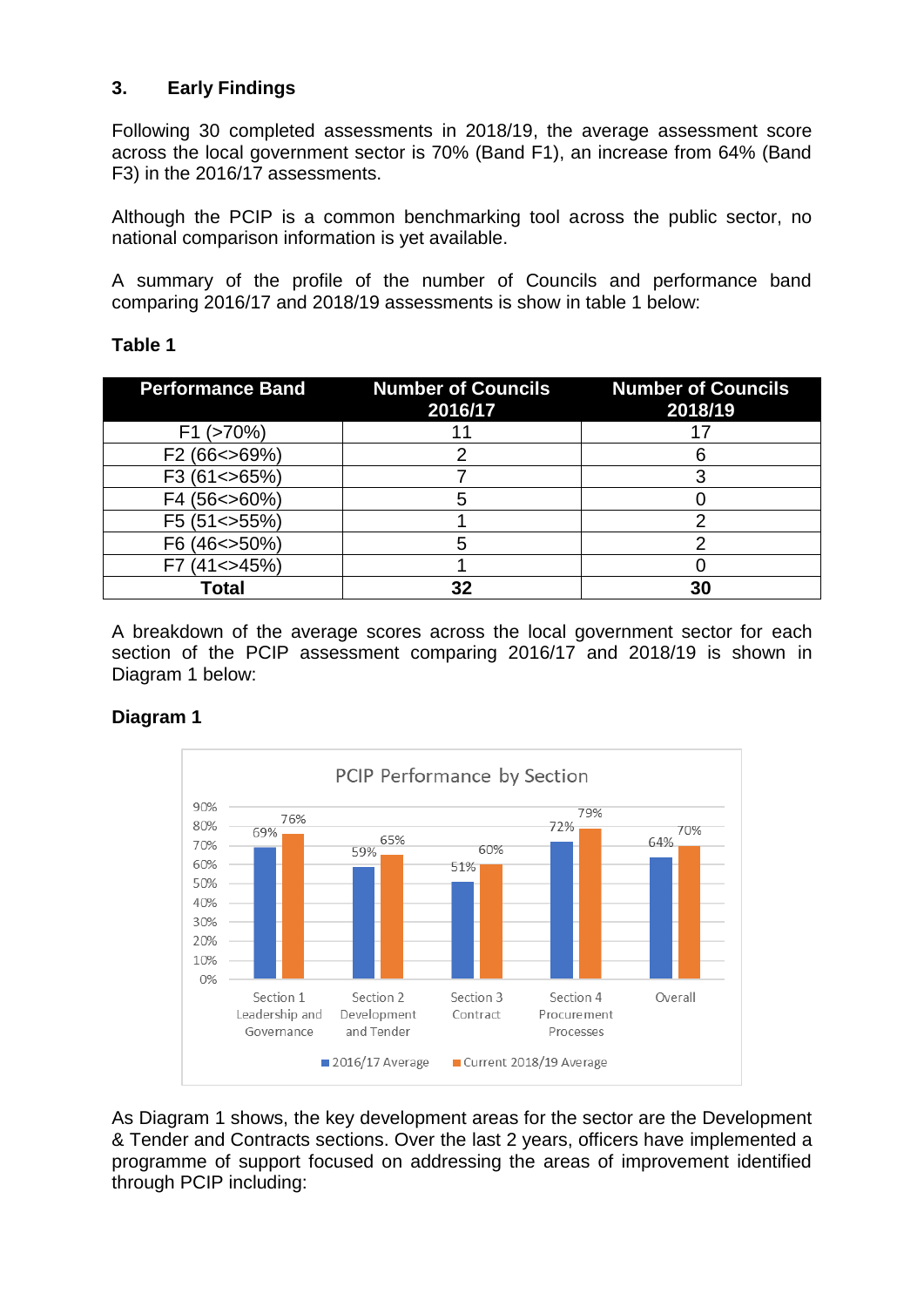## 3. Early Findings

Following 30 completed assessments in 2018/19, the average assessment score across the local government sector is 70% (Band F1), an increase from 64% (Band F3) in the 2016/17 assessments.

Although the PCIP is a common benchmarking tool across the public sector, no national comparison information is yet available.

A summary of the profile of the number of Councils and performance band comparing 2016/17 and 2018/19 assessments is show in table 1 below:

**Table 1**

| Performance Band | Number of Councils 2016/17 | Number of Councils 2018/19 |
|---|---|---|
| F1 (>70%) | 11 | 17 |
| F2 (66<>69%) | 2 | 6 |
| F3 (61<>65%) | 7 | 3 |
| F4 (56<>60%) | 5 | 0 |
| F5 (51<>55%) | 1 | 2 |
| F6 (46<>50%) | 5 | 2 |
| F7 (41<>45%) | 1 | 0 |
| **Total** | **32** | **30** |

A breakdown of the average scores across the local government sector for each section of the PCIP assessment comparing 2016/17 and 2018/19 is shown in Diagram 1 below:

**Diagram 1**

PCIP Performance by Section

| | 2016/17 Average | Current 2018/19 Average |
|---|---|---|
| Section 1 Leadership and Governance | 69% | 76% |
| Section 2 Development and Tender | 59% | 65% |
| Section 3 Contract | 51% | 60% |
| Section 4 Procurement Processes | 72% | 79% |
| Overall | 64% | 70% |

As Diagram 1 shows, the key development areas for the sector are the Development & Tender and Contracts sections. Over the last 2 years, officers have implemented a programme of support focused on addressing the areas of improvement identified through PCIP including: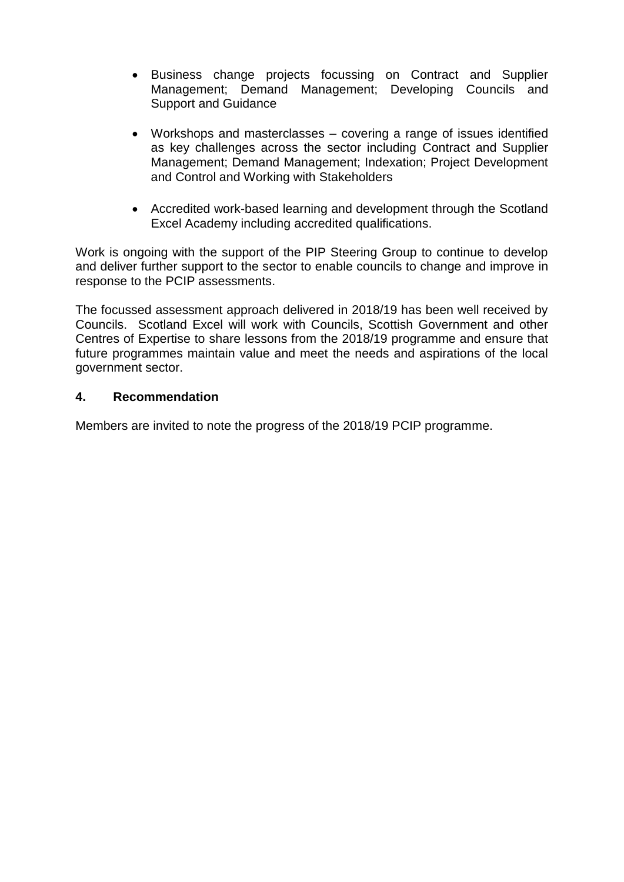- Business change projects focussing on Contract and Supplier Management; Demand Management; Developing Councils and Support and Guidance

- Workshops and masterclasses – covering a range of issues identified as key challenges across the sector including Contract and Supplier Management; Demand Management; Indexation; Project Development and Control and Working with Stakeholders

- Accredited work-based learning and development through the Scotland Excel Academy including accredited qualifications.

Work is ongoing with the support of the PIP Steering Group to continue to develop and deliver further support to the sector to enable councils to change and improve in response to the PCIP assessments.

The focussed assessment approach delivered in 2018/19 has been well received by Councils. Scotland Excel will work with Councils, Scottish Government and other Centres of Expertise to share lessons from the 2018/19 programme and ensure that future programmes maintain value and meet the needs and aspirations of the local government sector.

## 4. Recommendation

Members are invited to note the progress of the 2018/19 PCIP programme.